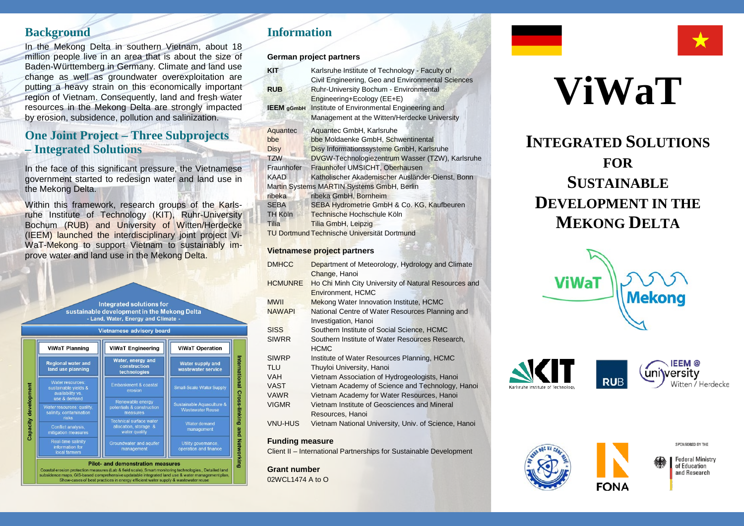## Background

In the Mekong Delta in southern Vietnam, about 18 million people live in an area that is about the size of Baden-Württemberg in Germany. Climate and land use change as well as groundwater overexploitation are putting a heavy strain on this economically important region of Vietnam. Consequently, land and fresh water resources in the Mekong Delta are strongly impacted by erosion, subsidence, pollution and salinization.

## One Joint Project – Three Subprojects – Integrated Solutions

In the face of this significant pressure, the Vietnamese government started to redesign water and land use in the Mekong Delta.

Within this framework, research groups of the Karlsruhe Institute of Technology (KIT), Ruhr-University Bochum (RUB) and University of Witten/Herdecke (IEEM) launched the interdisciplinary joint project ViWaT-Mekong to support Vietnam to sustainably improve water and land use in the Mekong Delta.

**Integrated solutions for sustainable development in the Mekong Delta**
**- Land, Water, Energy and Climate -**

**Vietnamese advisory board**

| ViWaT Planning | ViWaT Engineering | ViWaT Operation |
|---|---|---|
| Regional water and land use planning | Water, energy and construction technologies | Water supply and wastewater service |
| Water resources: sustainable yields & availability vs. use & demand | Embankment & coastal erosion | Small-Scale Water Supply |
| Water resources: quality, salinity, contamination risks | Renewable energy potentials & construction measures | Sustainable Aquaculture & Wastewater Reuse |
| Conflict analysis, mitigation measures | Technical surface water allocation, storage & water quality | Water demand management |
| Real-time salinity information for local farmers | Groundwater and aquifer management | Utility governance, operation and finance |

Capacity development | International Cross-linking and Networking

**Pilot- and demonstration measures**
Coastal erosion protection measures (Lab & field scale), Smart monitoring technologies, Detailed land subsidence maps, GIS-based comprehensive updatable integrated land use & water management plan, Show-cases of best practices in energy efficient water supply & wastewater reuse

## Information

**German project partners**

| | |
|---|---|
| **KIT** | Karlsruhe Institute of Technology - Faculty of Civil Engineering, Geo and Environmental Sciences |
| **RUB** | Ruhr-University Bochum - Environmental Engineering+Ecology (EE+E) |
| **IEEM gGmbH** | Institute of Environmental Engineering and Management at the Witten/Herdecke University |
| Aquantec | Aquantec GmbH, Karlsruhe |
| bbe | bbe Moldaenke GmbH, Schwentinental |
| Disy | Disy Informationssysteme GmbH, Karlsruhe |
| TZW | DVGW-Technologiezentrum Wasser (TZW), Karlsruhe |
| Fraunhofer | Fraunhofer UMSICHT, Oberhausen |
| KAAD | Katholischer Akademischer Ausländer-Dienst, Bonn |
| Martin Systems | MARTIN Systems GmbH, Berlin |
| ribeka | ribeka GmbH, Bornheim |
| SEBA | SEBA Hydrometrie GmbH & Co. KG, Kaufbeuren |
| TH Köln | Technische Hochschule Köln |
| Tilia | Tilia GmbH, Leipzig |
| TU Dortmund | Technische Universität Dortmund |

**Vietnamese project partners**

| | |
|---|---|
| DMHCC | Department of Meteorology, Hydrology and Climate Change, Hanoi |
| HCMUNRE | Ho Chi Minh City University of Natural Resources and Environment, HCMC |
| MWII | Mekong Water Innovation Institute, HCMC |
| NAWAPI | National Centre of Water Resources Planning and Investigation, Hanoi |
| SISS | Southern Institute of Social Science, HCMC |
| SIWRR | Southern Institute of Water Resources Research, HCMC |
| SIWRP | Institute of Water Resources Planning, HCMC |
| TLU | Thuyloi University, Hanoi |
| VAH | Vietnam Association of Hydrogeologists, Hanoi |
| VAST | Vietnam Academy of Science and Technology, Hanoi |
| VAWR | Vietnam Academy for Water Resources, Hanoi |
| VIGMR | Vietnam Institute of Geosciences and Mineral Resources, Hanoi |
| VNU-HUS | Vietnam National University, Univ. of Science, Hanoi |

**Funding measure**

Client II – International Partnerships for Sustainable Development

**Grant number**

02WCL1474 A to O

# ViWaT

# Integrated Solutions for Sustainable Development in the Mekong Delta

ViWaT Mekong

Karlsruhe Institute of Technology | RUB | IEEM @ university Witten / Herdecke

FONA

SPONSORED BY THE Federal Ministry of Education and Research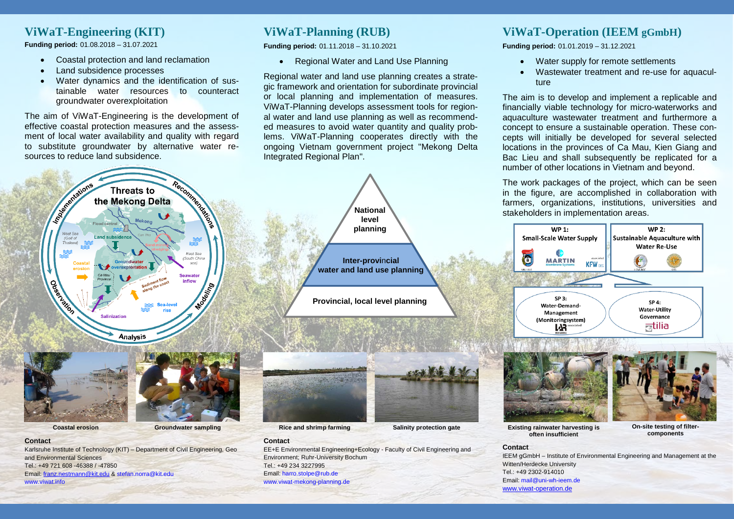## ViWaT-Engineering (KIT)

**Funding period:** 01.08.2018 – 31.07.2021

- Coastal protection and land reclamation
- Land subsidence processes
- Water dynamics and the identification of sustainable water resources to counteract groundwater overexploitation

The aim of ViWaT-Engineering is the development of effective coastal protection measures and the assessment of local water availability and quality with regard to substitute groundwater by alternative water resources to reduce land subsidence.

Threats to the Mekong Delta

Implementations

Recommendations

Observation

Modeling

Analysis

Flood control

Mekong

West Sea (Gulf of Thailand)

Land subsidence

Can Tho

Sand mining (dredging)

East Sea (South China sea)

Coastal erosion

Groundwater overexploitation

Ca Mau Province

Seawater inflow

Sediment flow along the coast

Sea-level rise

Salinization

Coastal erosion

Groundwater sampling

**Contact**

Karlsruhe Institute of Technology (KIT) – Department of Civil Engineering, Geo and Environmental Sciences
Tel.: +49 721 608 -46388 / -47850
Email: franz.nestmann@kit.edu & stefan.norra@kit.edu
www.viwat.info

## ViWaT-Planning (RUB)

**Funding period:** 01.11.2018 – 31.10.2021

- Regional Water and Land Use Planning

Regional water and land use planning creates a strategic framework and orientation for subordinate provincial or local planning and implementation of measures. ViWaT-Planning develops assessment tools for regional water and land use planning as well as recommended measures to avoid water quantity and quality problems. ViWaT-Planning cooperates directly with the ongoing Vietnam government project "Mekong Delta Integrated Regional Plan".

National level planning

Inter-provincial water and land use planning

Provincial, local level planning

Rice and shrimp farming

Salinity protection gate

**Contact**

EE+E Environmental Engineering+Ecology - Faculty of Civil Engineering and Environment; Ruhr-University Bochum
Tel.: +49 234 3227995
Email: harro.stolpe@rub.de
www.viwat-mekong-planning.de

## ViWaT-Operation (IEEM gGmbH)

**Funding period:** 01.01.2019 – 31.12.2021

- Water supply for remote settlements
- Wastewater treatment and re-use for aquaculture

The aim is to develop and implement a replicable and financially viable technology for micro-waterworks and aquaculture wastewater treatment and furthermore a concept to ensure a sustainable operation. These concepts will initially be developed for several selected locations in the provinces of Ca Mau, Kien Giang and Bac Lieu and shall subsequently be replicated for a number of other locations in Vietnam and beyond.

The work packages of the project, which can be seen in the figure, are accomplished in collaboration with farmers, organizations, institutions, universities and stakeholders in implementation areas.

WP 1: Small-Scale Water Supply

WP 2: Sustainable Aquaculture with Water Re-Use

SP 3: Water-Demand-Management (Monitoringsystem)

SP 4: Water-Utility Governance

Existing rainwater harvesting is often insufficient

On-site testing of filter-components

**Contact**

IEEM gGmbH – Institute of Environmental Engineering and Management at the Witten/Herdecke University
Tel.: +49 2302-914010
Email: mail@uni-wh-ieem.de
www.viwat-operation.de